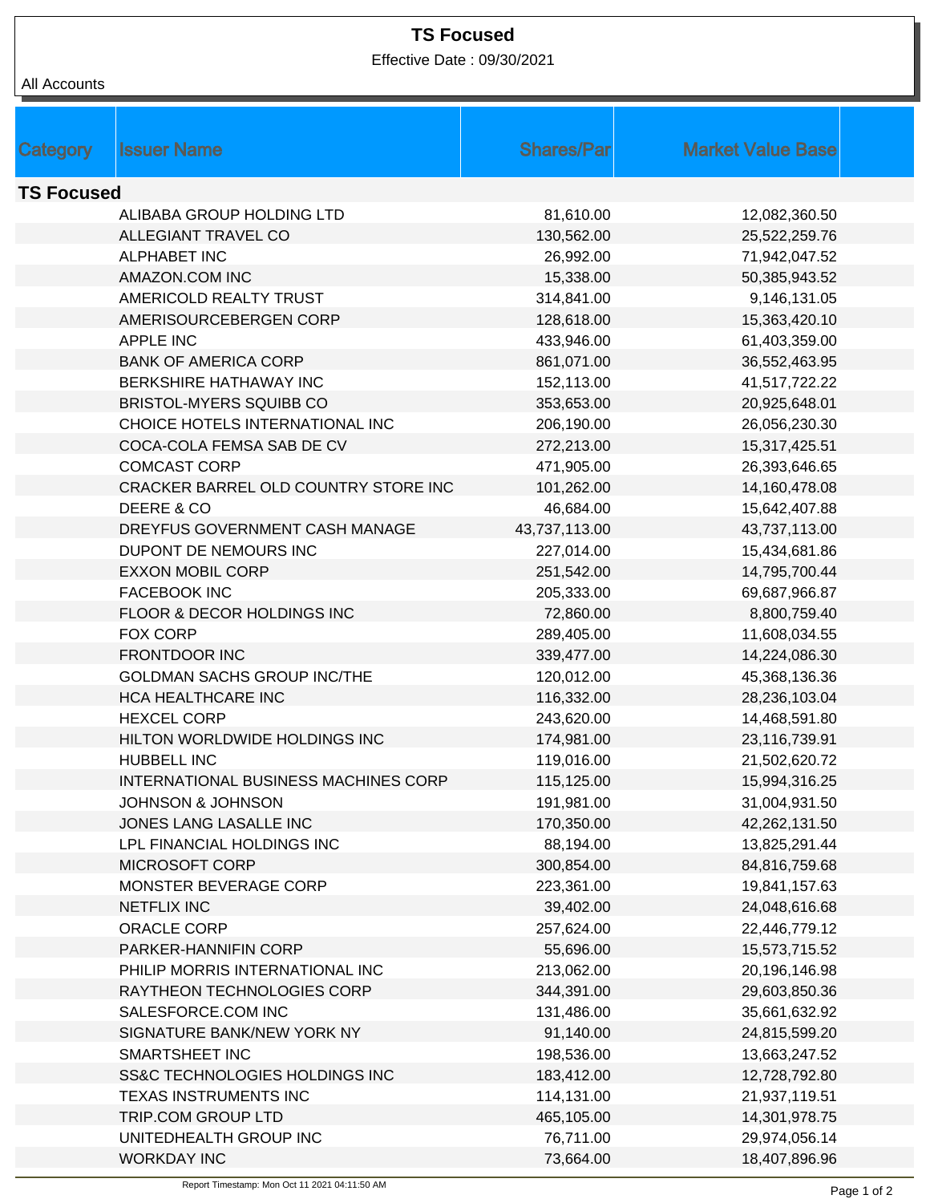# TS Focused

Effective Date : 09/30/2021

All Accounts

| Category | Issuer Name | Shares/Par | Market Value Base |
|---|---|---|---|
| **TS Focused** | | | |
| | ALIBABA GROUP HOLDING LTD | 81,610.00 | 12,082,360.50 |
| | ALLEGIANT TRAVEL CO | 130,562.00 | 25,522,259.76 |
| | ALPHABET INC | 26,992.00 | 71,942,047.52 |
| | AMAZON.COM INC | 15,338.00 | 50,385,943.52 |
| | AMERICOLD REALTY TRUST | 314,841.00 | 9,146,131.05 |
| | AMERISOURCEBERGEN CORP | 128,618.00 | 15,363,420.10 |
| | APPLE INC | 433,946.00 | 61,403,359.00 |
| | BANK OF AMERICA CORP | 861,071.00 | 36,552,463.95 |
| | BERKSHIRE HATHAWAY INC | 152,113.00 | 41,517,722.22 |
| | BRISTOL-MYERS SQUIBB CO | 353,653.00 | 20,925,648.01 |
| | CHOICE HOTELS INTERNATIONAL INC | 206,190.00 | 26,056,230.30 |
| | COCA-COLA FEMSA SAB DE CV | 272,213.00 | 15,317,425.51 |
| | COMCAST CORP | 471,905.00 | 26,393,646.65 |
| | CRACKER BARREL OLD COUNTRY STORE INC | 101,262.00 | 14,160,478.08 |
| | DEERE & CO | 46,684.00 | 15,642,407.88 |
| | DREYFUS GOVERNMENT CASH MANAGE | 43,737,113.00 | 43,737,113.00 |
| | DUPONT DE NEMOURS INC | 227,014.00 | 15,434,681.86 |
| | EXXON MOBIL CORP | 251,542.00 | 14,795,700.44 |
| | FACEBOOK INC | 205,333.00 | 69,687,966.87 |
| | FLOOR & DECOR HOLDINGS INC | 72,860.00 | 8,800,759.40 |
| | FOX CORP | 289,405.00 | 11,608,034.55 |
| | FRONTDOOR INC | 339,477.00 | 14,224,086.30 |
| | GOLDMAN SACHS GROUP INC/THE | 120,012.00 | 45,368,136.36 |
| | HCA HEALTHCARE INC | 116,332.00 | 28,236,103.04 |
| | HEXCEL CORP | 243,620.00 | 14,468,591.80 |
| | HILTON WORLDWIDE HOLDINGS INC | 174,981.00 | 23,116,739.91 |
| | HUBBELL INC | 119,016.00 | 21,502,620.72 |
| | INTERNATIONAL BUSINESS MACHINES CORP | 115,125.00 | 15,994,316.25 |
| | JOHNSON & JOHNSON | 191,981.00 | 31,004,931.50 |
| | JONES LANG LASALLE INC | 170,350.00 | 42,262,131.50 |
| | LPL FINANCIAL HOLDINGS INC | 88,194.00 | 13,825,291.44 |
| | MICROSOFT CORP | 300,854.00 | 84,816,759.68 |
| | MONSTER BEVERAGE CORP | 223,361.00 | 19,841,157.63 |
| | NETFLIX INC | 39,402.00 | 24,048,616.68 |
| | ORACLE CORP | 257,624.00 | 22,446,779.12 |
| | PARKER-HANNIFIN CORP | 55,696.00 | 15,573,715.52 |
| | PHILIP MORRIS INTERNATIONAL INC | 213,062.00 | 20,196,146.98 |
| | RAYTHEON TECHNOLOGIES CORP | 344,391.00 | 29,603,850.36 |
| | SALESFORCE.COM INC | 131,486.00 | 35,661,632.92 |
| | SIGNATURE BANK/NEW YORK NY | 91,140.00 | 24,815,599.20 |
| | SMARTSHEET INC | 198,536.00 | 13,663,247.52 |
| | SS&C TECHNOLOGIES HOLDINGS INC | 183,412.00 | 12,728,792.80 |
| | TEXAS INSTRUMENTS INC | 114,131.00 | 21,937,119.51 |
| | TRIP.COM GROUP LTD | 465,105.00 | 14,301,978.75 |
| | UNITEDHEALTH GROUP INC | 76,711.00 | 29,974,056.14 |
| | WORKDAY INC | 73,664.00 | 18,407,896.96 |

Report Timestamp: Mon Oct 11 2021 04:11:50 AM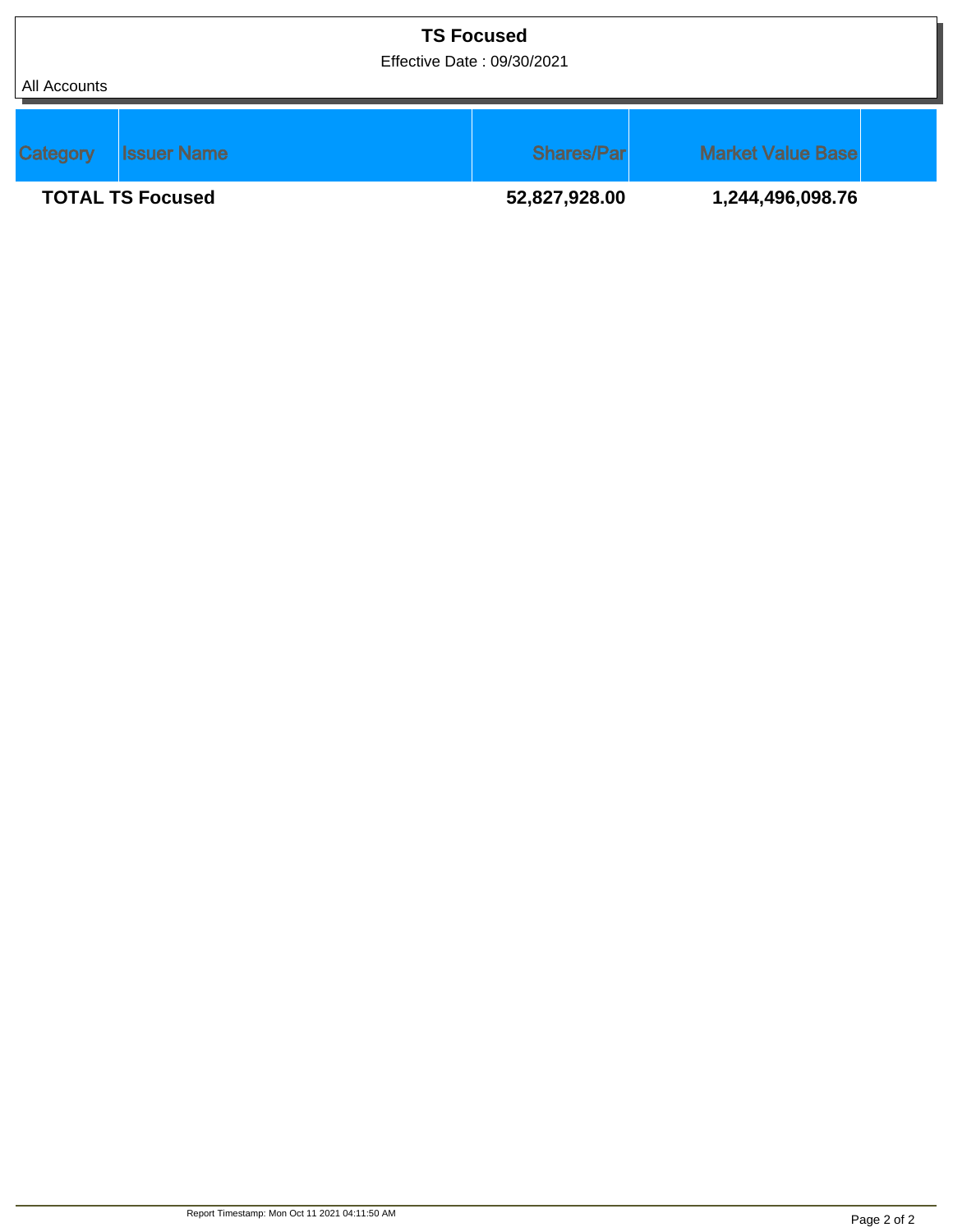# TS Focused

Effective Date : 09/30/2021

All Accounts

| Category | Issuer Name | Shares/Par | Market Value Base |
|---|---|---|---|
| **TOTAL TS Focused** | | **52,827,928.00** | **1,244,496,098.76** |

Report Timestamp: Mon Oct 11 2021 04:11:50 AM